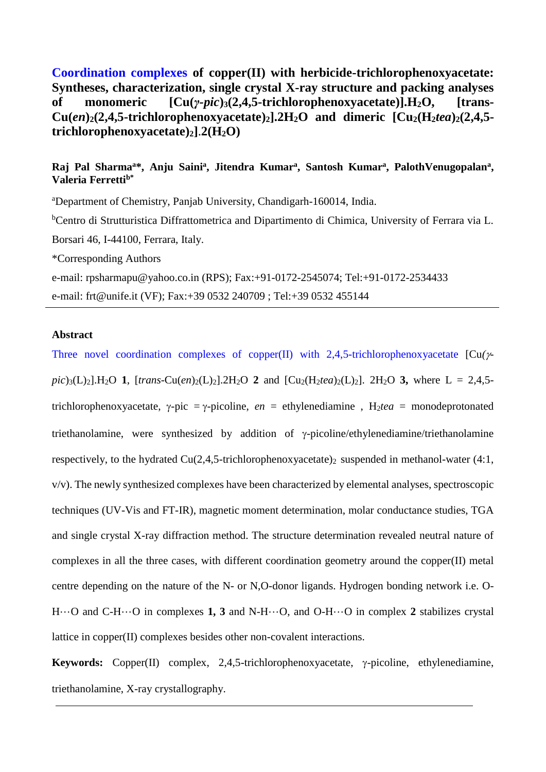# Coordination complexes of copper(II) with herbicide-trichlorophenoxyacetate: Syntheses, characterization, single crystal X-ray structure and packing analyses of monomeric [Cu(*γ-pic*)$_3$(2,4,5-trichlorophenoxyacetate)].$H_2O$, [trans-Cu(*en*)$_2$(2,4,5-trichlorophenoxyacetate)$_2$].2$H_2O$ and dimeric [$Cu_2$($H_2$*tea*)$_2$(2,4,5-trichlorophenoxyacetate)$_2$].2($H_2O$)

**Raj Pal Sharma[a*], Anju Saini[a], Jitendra Kumar[a], Santosh Kumar[a], PalothVenugopalan[a], Valeria Ferretti[b*]**

[a]Department of Chemistry, Panjab University, Chandigarh-160014, India.

[b]Centro di Strutturistica Diffrattometrica and Dipartimento di Chimica, University of Ferrara via L. Borsari 46, I-44100, Ferrara, Italy.

*Corresponding Authors

e-mail: rpsharmapu@yahoo.co.in (RPS); Fax:+91-0172-2545074; Tel:+91-0172-2534433

e-mail: frt@unife.it (VF); Fax:+39 0532 240709 ; Tel:+39 0532 455144

---

**Abstract**

Three novel coordination complexes of copper(II) with 2,4,5-trichlorophenoxyacetate [Cu(*γ-pic*)$_3$(L)$_2$].$H_2O$ **1**, [*trans*-Cu(*en*)$_2$(L)$_2$].2$H_2O$ **2** and [$Cu_2$($H_2$*tea*)$_2$(L)$_2$]. 2$H_2O$ **3,** where L = 2,4,5-trichlorophenoxyacetate, γ-pic = γ-picoline, *en* = ethylenediamine , $H_2$*tea* = monodeprotonated triethanolamine, were synthesized by addition of γ-picoline/ethylenediamine/triethanolamine respectively, to the hydrated Cu(2,4,5-trichlorophenoxyacetate)$_2$ suspended in methanol-water (4:1, v/v). The newly synthesized complexes have been characterized by elemental analyses, spectroscopic techniques (UV-Vis and FT-IR), magnetic moment determination, molar conductance studies, TGA and single crystal X-ray diffraction method. The structure determination revealed neutral nature of complexes in all the three cases, with different coordination geometry around the copper(II) metal centre depending on the nature of the N- or N,O-donor ligands. Hydrogen bonding network i.e. O-H···O and C-H···O in complexes **1, 3** and N-H···O, and O-H···O in complex **2** stabilizes crystal lattice in copper(II) complexes besides other non-covalent interactions.

**Keywords:** Copper(II) complex, 2,4,5-trichlorophenoxyacetate, γ-picoline, ethylenediamine, triethanolamine, X-ray crystallography.

---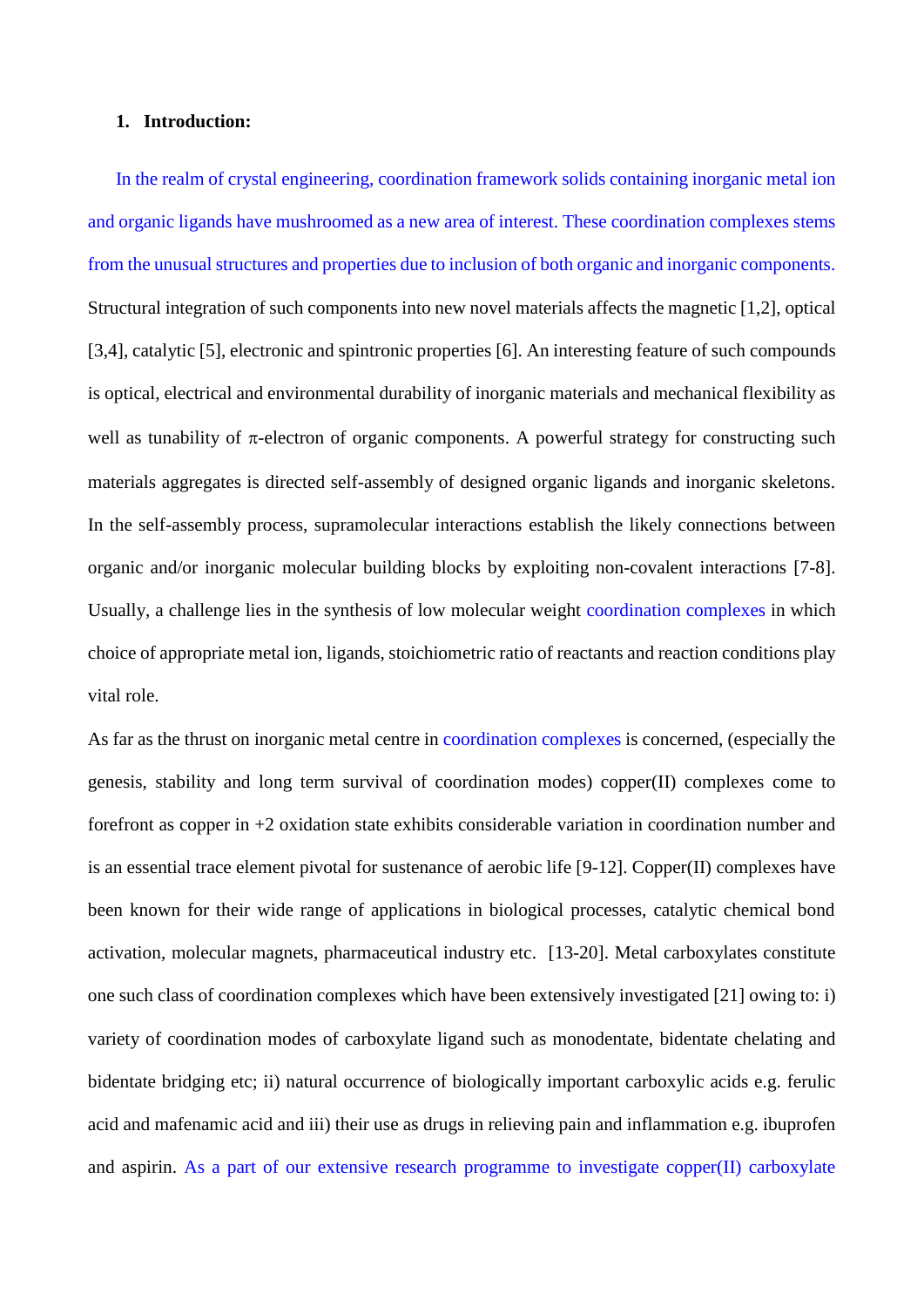## 1. Introduction:

In the realm of crystal engineering, coordination framework solids containing inorganic metal ion and organic ligands have mushroomed as a new area of interest. These coordination complexes stems from the unusual structures and properties due to inclusion of both organic and inorganic components. Structural integration of such components into new novel materials affects the magnetic [1,2], optical [3,4], catalytic [5], electronic and spintronic properties [6]. An interesting feature of such compounds is optical, electrical and environmental durability of inorganic materials and mechanical flexibility as well as tunability of $\pi$-electron of organic components. A powerful strategy for constructing such materials aggregates is directed self-assembly of designed organic ligands and inorganic skeletons. In the self-assembly process, supramolecular interactions establish the likely connections between organic and/or inorganic molecular building blocks by exploiting non-covalent interactions [7-8]. Usually, a challenge lies in the synthesis of low molecular weight coordination complexes in which choice of appropriate metal ion, ligands, stoichiometric ratio of reactants and reaction conditions play vital role.

As far as the thrust on inorganic metal centre in coordination complexes is concerned, (especially the genesis, stability and long term survival of coordination modes) copper(II) complexes come to forefront as copper in +2 oxidation state exhibits considerable variation in coordination number and is an essential trace element pivotal for sustenance of aerobic life [9-12]. Copper(II) complexes have been known for their wide range of applications in biological processes, catalytic chemical bond activation, molecular magnets, pharmaceutical industry etc. [13-20]. Metal carboxylates constitute one such class of coordination complexes which have been extensively investigated [21] owing to: i) variety of coordination modes of carboxylate ligand such as monodentate, bidentate chelating and bidentate bridging etc; ii) natural occurrence of biologically important carboxylic acids e.g. ferulic acid and mafenamic acid and iii) their use as drugs in relieving pain and inflammation e.g. ibuprofen and aspirin. As a part of our extensive research programme to investigate copper(II) carboxylate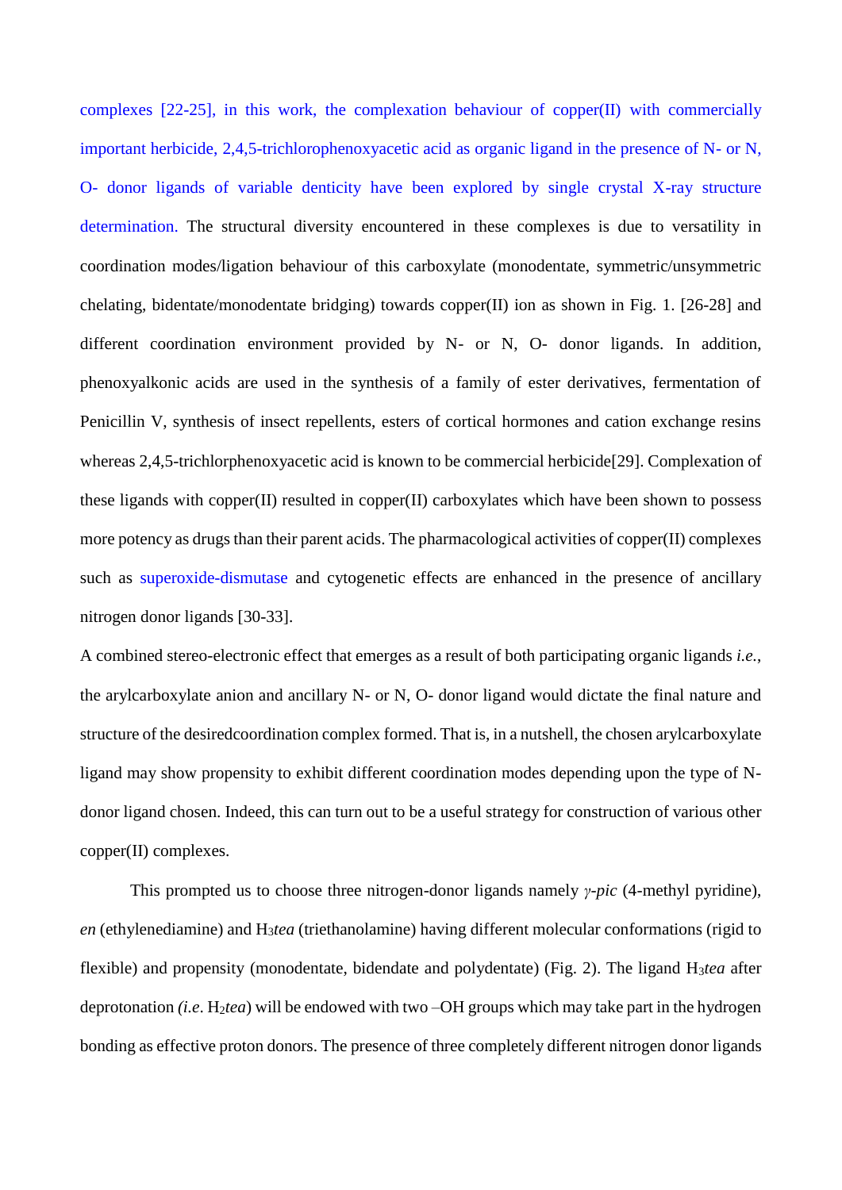complexes [22-25], in this work, the complexation behaviour of copper(II) with commercially important herbicide, 2,4,5-trichlorophenoxyacetic acid as organic ligand in the presence of N- or N, O- donor ligands of variable denticity have been explored by single crystal X-ray structure determination. The structural diversity encountered in these complexes is due to versatility in coordination modes/ligation behaviour of this carboxylate (monodentate, symmetric/unsymmetric chelating, bidentate/monodentate bridging) towards copper(II) ion as shown in Fig. 1. [26-28] and different coordination environment provided by N- or N, O- donor ligands. In addition, phenoxyalkonic acids are used in the synthesis of a family of ester derivatives, fermentation of Penicillin V, synthesis of insect repellents, esters of cortical hormones and cation exchange resins whereas 2,4,5-trichlorphenoxyacetic acid is known to be commercial herbicide[29]. Complexation of these ligands with copper(II) resulted in copper(II) carboxylates which have been shown to possess more potency as drugs than their parent acids. The pharmacological activities of copper(II) complexes such as superoxide-dismutase and cytogenetic effects are enhanced in the presence of ancillary nitrogen donor ligands [30-33].

A combined stereo-electronic effect that emerges as a result of both participating organic ligands *i.e.*, the arylcarboxylate anion and ancillary N- or N, O- donor ligand would dictate the final nature and structure of the desiredcoordination complex formed. That is, in a nutshell, the chosen arylcarboxylate ligand may show propensity to exhibit different coordination modes depending upon the type of N-donor ligand chosen. Indeed, this can turn out to be a useful strategy for construction of various other copper(II) complexes.

This prompted us to choose three nitrogen-donor ligands namely *γ-pic* (4-methyl pyridine), *en* (ethylenediamine) and $H_3$*tea* (triethanolamine) having different molecular conformations (rigid to flexible) and propensity (monodentate, bidendate and polydentate) (Fig. 2). The ligand $H_3$*tea* after deprotonation *(i.e.* $H_2$*tea*) will be endowed with two –OH groups which may take part in the hydrogen bonding as effective proton donors. The presence of three completely different nitrogen donor ligands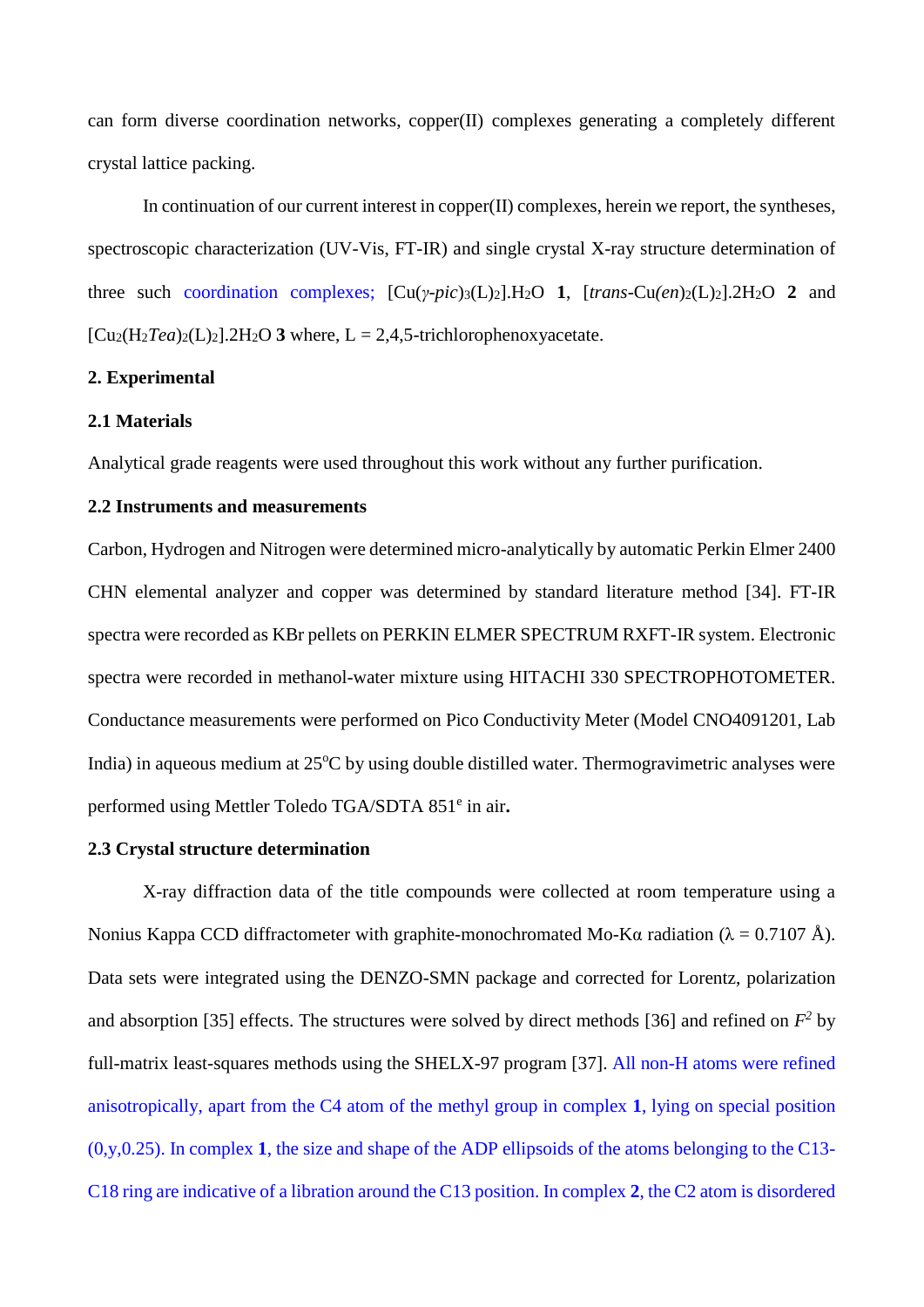can form diverse coordination networks, copper(II) complexes generating a completely different crystal lattice packing.

In continuation of our current interest in copper(II) complexes, herein we report, the syntheses, spectroscopic characterization (UV-Vis, FT-IR) and single crystal X-ray structure determination of three such coordination complexes; [Cu(*γ-pic*)$_3$(L)$_2$].$H_2O$ **1**, [*trans*-Cu(*en*)$_2$(L)$_2$].2$H_2O$ **2** and [$Cu_2$($H_2$*Tea*)$_2$(L)$_2$].2$H_2O$ **3** where, L = 2,4,5-trichlorophenoxyacetate.

## 2. Experimental

### 2.1 Materials

Analytical grade reagents were used throughout this work without any further purification.

### 2.2 Instruments and measurements

Carbon, Hydrogen and Nitrogen were determined micro-analytically by automatic Perkin Elmer 2400 CHN elemental analyzer and copper was determined by standard literature method [34]. FT-IR spectra were recorded as KBr pellets on PERKIN ELMER SPECTRUM RXFT-IR system. Electronic spectra were recorded in methanol-water mixture using HITACHI 330 SPECTROPHOTOMETER. Conductance measurements were performed on Pico Conductivity Meter (Model CNO4091201, Lab India) in aqueous medium at 25$^{o}$C by using double distilled water. Thermogravimetric analyses were performed using Mettler Toledo TGA/SDTA 851$^{e}$ in air**.**

### 2.3 Crystal structure determination

X-ray diffraction data of the title compounds were collected at room temperature using a Nonius Kappa CCD diffractometer with graphite-monochromated Mo-Kα radiation (λ = 0.7107 Å). Data sets were integrated using the DENZO-SMN package and corrected for Lorentz, polarization and absorption [35] effects. The structures were solved by direct methods [36] and refined on $F^2$ by full-matrix least-squares methods using the SHELX-97 program [37]. All non-H atoms were refined anisotropically, apart from the C4 atom of the methyl group in complex **1**, lying on special position (0,y,0.25). In complex **1**, the size and shape of the ADP ellipsoids of the atoms belonging to the C13-C18 ring are indicative of a libration around the C13 position. In complex **2**, the C2 atom is disordered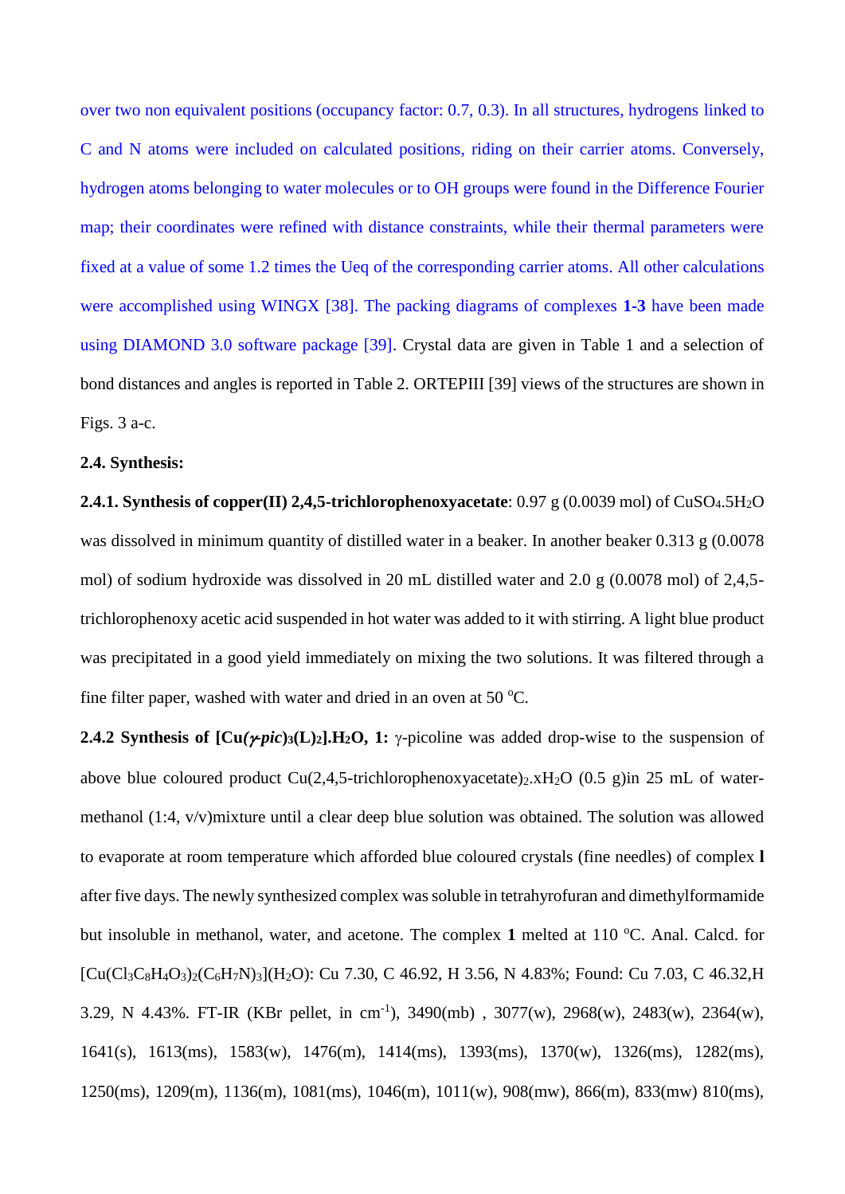over two non equivalent positions (occupancy factor: 0.7, 0.3). In all structures, hydrogens linked to C and N atoms were included on calculated positions, riding on their carrier atoms. Conversely, hydrogen atoms belonging to water molecules or to OH groups were found in the Difference Fourier map; their coordinates were refined with distance constraints, while their thermal parameters were fixed at a value of some 1.2 times the Ueq of the corresponding carrier atoms. All other calculations were accomplished using WINGX [38]. The packing diagrams of complexes **1-3** have been made using DIAMOND 3.0 software package [39]. Crystal data are given in Table 1 and a selection of bond distances and angles is reported in Table 2. ORTEPIII [39] views of the structures are shown in Figs. 3 a-c.

**2.4. Synthesis:**

**2.4.1. Synthesis of copper(II) 2,4,5-trichlorophenoxyacetate**: 0.97 g (0.0039 mol) of $CuSO_4.5H_2O$ was dissolved in minimum quantity of distilled water in a beaker. In another beaker 0.313 g (0.0078 mol) of sodium hydroxide was dissolved in 20 mL distilled water and 2.0 g (0.0078 mol) of 2,4,5-trichlorophenoxy acetic acid suspended in hot water was added to it with stirring. A light blue product was precipitated in a good yield immediately on mixing the two solutions. It was filtered through a fine filter paper, washed with water and dried in an oven at 50 °C.

**2.4.2 Synthesis of [Cu(*γ-pic*)$_3$(L)$_2$].H$_2$O, 1:** γ-picoline was added drop-wise to the suspension of above blue coloured product Cu(2,4,5-trichlorophenoxyacetate)$_2$.xH$_2$O (0.5 g)in 25 mL of water-methanol (1:4, v/v)mixture until a clear deep blue solution was obtained. The solution was allowed to evaporate at room temperature which afforded blue coloured crystals (fine needles) of complex **l** after five days. The newly synthesized complex was soluble in tetrahyrofuran and dimethylformamide but insoluble in methanol, water, and acetone. The complex **1** melted at 110 °C. Anal. Calcd. for [Cu($Cl_3C_8H_4O_3$)$_2$($C_6H_7N$)$_3$]($H_2O$): Cu 7.30, C 46.92, H 3.56, N 4.83%; Found: Cu 7.03, C 46.32,H 3.29, N 4.43%. FT-IR (KBr pellet, in cm$^{-1}$), 3490(mb) , 3077(w), 2968(w), 2483(w), 2364(w), 1641(s), 1613(ms), 1583(w), 1476(m), 1414(ms), 1393(ms), 1370(w), 1326(ms), 1282(ms), 1250(ms), 1209(m), 1136(m), 1081(ms), 1046(m), 1011(w), 908(mw), 866(m), 833(mw) 810(ms),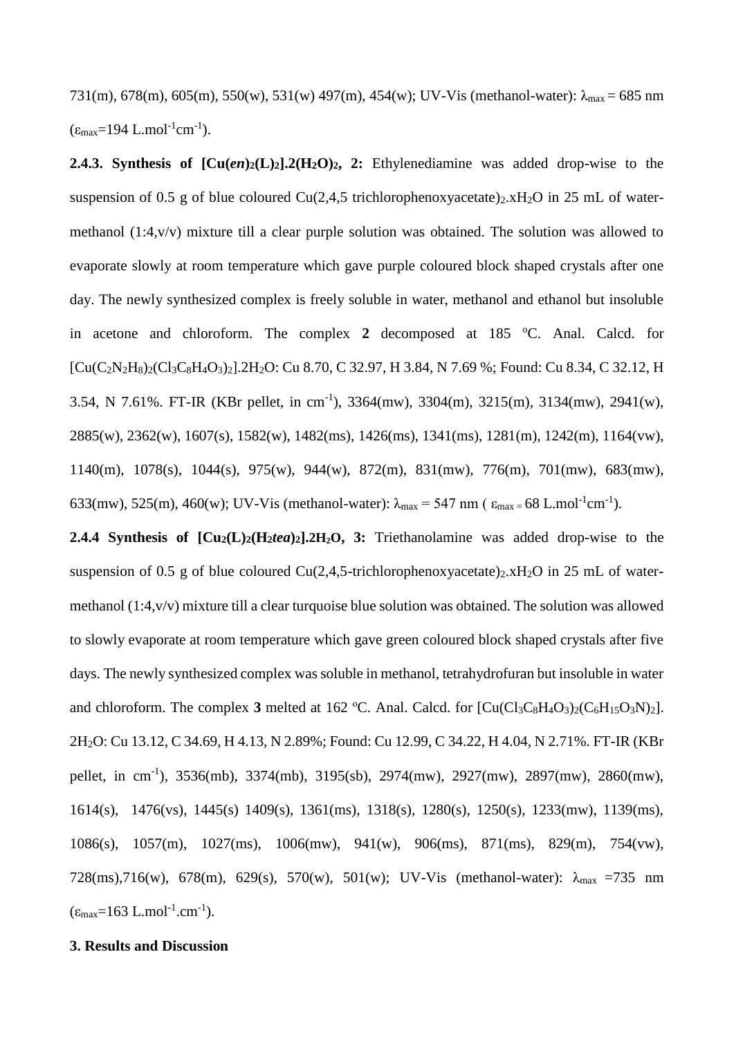731(m), 678(m), 605(m), 550(w), 531(w) 497(m), 454(w); UV-Vis (methanol-water): $\lambda_{max}$ = 685 nm ($\varepsilon_{max}$=194 L.mol$^{-1}$cm$^{-1}$).

**2.4.3. Synthesis of [Cu(*en*)$_2$(L)$_2$].2(H$_2$O)$_2$, 2:** Ethylenediamine was added drop-wise to the suspension of 0.5 g of blue coloured Cu(2,4,5 trichlorophenoxyacetate)$_2$.xH$_2$O in 25 mL of water-methanol (1:4,v/v) mixture till a clear purple solution was obtained. The solution was allowed to evaporate slowly at room temperature which gave purple coloured block shaped crystals after one day. The newly synthesized complex is freely soluble in water, methanol and ethanol but insoluble in acetone and chloroform. The complex **2** decomposed at 185 $^{o}$C. Anal. Calcd. for [Cu(C$_2$N$_2$H$_8$)$_2$(Cl$_3$C$_8$H$_4$O$_3$)$_2$].2H$_2$O: Cu 8.70, C 32.97, H 3.84, N 7.69 %; Found: Cu 8.34, C 32.12, H 3.54, N 7.61%. FT-IR (KBr pellet, in cm$^{-1}$), 3364(mw), 3304(m), 3215(m), 3134(mw), 2941(w), 2885(w), 2362(w), 1607(s), 1582(w), 1482(ms), 1426(ms), 1341(ms), 1281(m), 1242(m), 1164(vw), 1140(m), 1078(s), 1044(s), 975(w), 944(w), 872(m), 831(mw), 776(m), 701(mw), 683(mw), 633(mw), 525(m), 460(w); UV-Vis (methanol-water): $\lambda_{max}$ = 547 nm ( $\varepsilon_{max}$ = 68 L.mol$^{-1}$cm$^{-1}$).

**2.4.4 Synthesis of [Cu$_2$(L)$_2$(H$_2$*tea*)$_2$].2H$_2$O, 3:** Triethanolamine was added drop-wise to the suspension of 0.5 g of blue coloured Cu(2,4,5-trichlorophenoxyacetate)$_2$.xH$_2$O in 25 mL of water-methanol (1:4,v/v) mixture till a clear turquoise blue solution was obtained. The solution was allowed to slowly evaporate at room temperature which gave green coloured block shaped crystals after five days. The newly synthesized complex was soluble in methanol, tetrahydrofuran but insoluble in water and chloroform. The complex **3** melted at 162 $^{o}$C. Anal. Calcd. for [Cu(Cl$_3$C$_8$H$_4$O$_3$)$_2$(C$_6$H$_{15}$O$_3$N)$_2$]. 2H$_2$O: Cu 13.12, C 34.69, H 4.13, N 2.89%; Found: Cu 12.99, C 34.22, H 4.04, N 2.71%. FT-IR (KBr pellet, in cm$^{-1}$), 3536(mb), 3374(mb), 3195(sb), 2974(mw), 2927(mw), 2897(mw), 2860(mw), 1614(s), 1476(vs), 1445(s) 1409(s), 1361(ms), 1318(s), 1280(s), 1250(s), 1233(mw), 1139(ms), 1086(s), 1057(m), 1027(ms), 1006(mw), 941(w), 906(ms), 871(ms), 829(m), 754(vw), 728(ms),716(w), 678(m), 629(s), 570(w), 501(w); UV-Vis (methanol-water): $\lambda_{max}$ =735 nm ($\varepsilon_{max}$=163 L.mol$^{-1}$.cm$^{-1}$).

## 3. Results and Discussion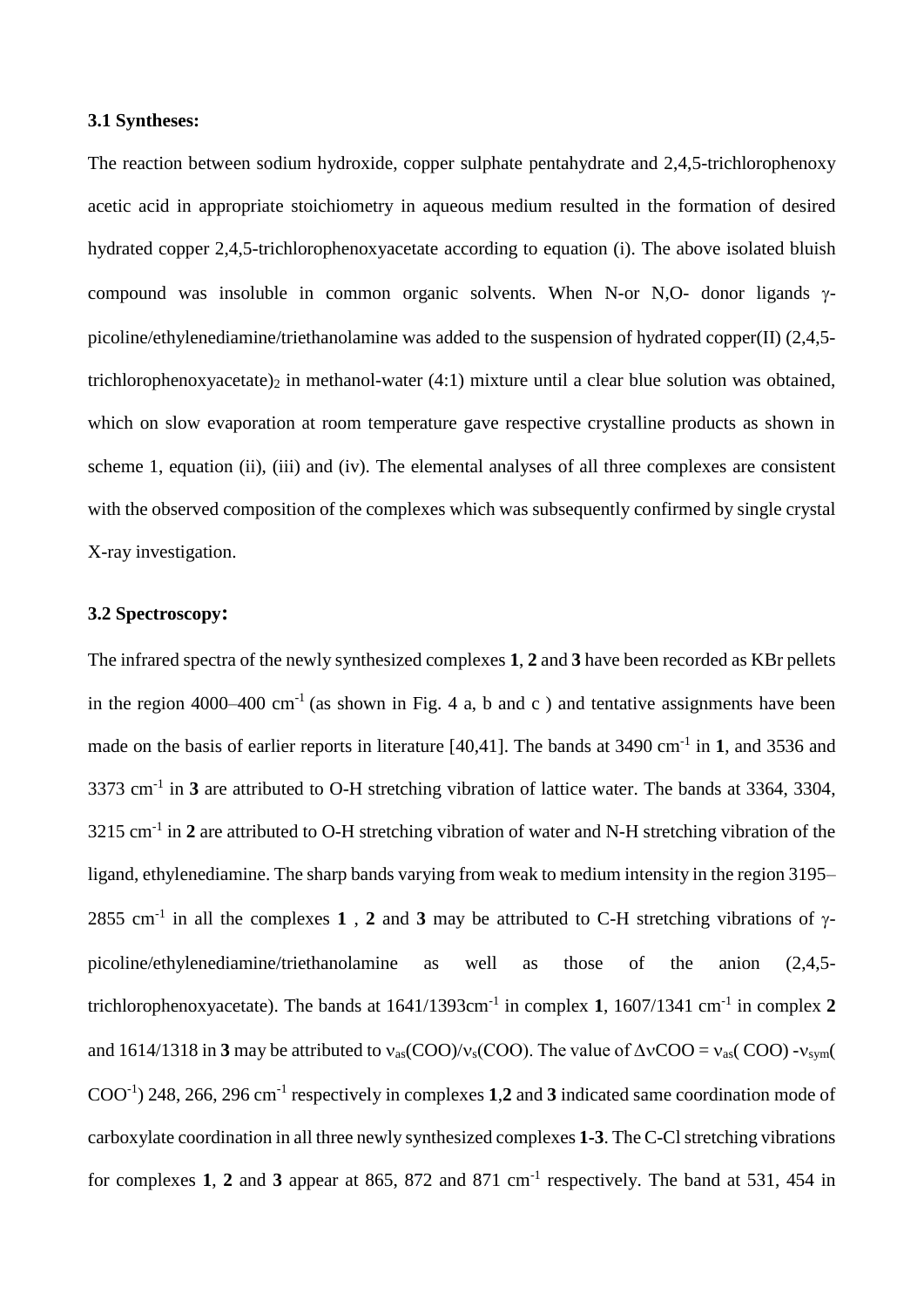### 3.1 Syntheses:

The reaction between sodium hydroxide, copper sulphate pentahydrate and 2,4,5-trichlorophenoxy acetic acid in appropriate stoichiometry in aqueous medium resulted in the formation of desired hydrated copper 2,4,5-trichlorophenoxyacetate according to equation (i). The above isolated bluish compound was insoluble in common organic solvents. When N-or N,O- donor ligands γ-picoline/ethylenediamine/triethanolamine was added to the suspension of hydrated copper(II) (2,4,5-trichlorophenoxyacetate)$_2$ in methanol-water (4:1) mixture until a clear blue solution was obtained, which on slow evaporation at room temperature gave respective crystalline products as shown in scheme 1, equation (ii), (iii) and (iv). The elemental analyses of all three complexes are consistent with the observed composition of the complexes which was subsequently confirmed by single crystal X-ray investigation.

### 3.2 Spectroscopy:

The infrared spectra of the newly synthesized complexes **1**, **2** and **3** have been recorded as KBr pellets in the region 4000–400 $cm^{-1}$ (as shown in Fig. 4 a, b and c ) and tentative assignments have been made on the basis of earlier reports in literature [40,41]. The bands at 3490 $cm^{-1}$ in **1**, and 3536 and 3373 $cm^{-1}$ in **3** are attributed to O-H stretching vibration of lattice water. The bands at 3364, 3304, 3215 $cm^{-1}$ in **2** are attributed to O-H stretching vibration of water and N-H stretching vibration of the ligand, ethylenediamine. The sharp bands varying from weak to medium intensity in the region 3195–2855 $cm^{-1}$ in all the complexes **1** , **2** and **3** may be attributed to C-H stretching vibrations of γ-picoline/ethylenediamine/triethanolamine as well as those of the anion (2,4,5-trichlorophenoxyacetate). The bands at 1641/1393$cm^{-1}$ in complex **1**, 1607/1341 $cm^{-1}$ in complex **2** and 1614/1318 in **3** may be attributed to $\nu_{as}$(COO)/$\nu_{s}$(COO). The value of $\Delta\nu$COO = $\nu_{as}$( COO) -$\nu_{sym}$( $COO^{-1}$) 248, 266, 296 $cm^{-1}$ respectively in complexes **1**,**2** and **3** indicated same coordination mode of carboxylate coordination in all three newly synthesized complexes **1**-**3**. The C-Cl stretching vibrations for complexes **1**, **2** and **3** appear at 865, 872 and 871 $cm^{-1}$ respectively. The band at 531, 454 in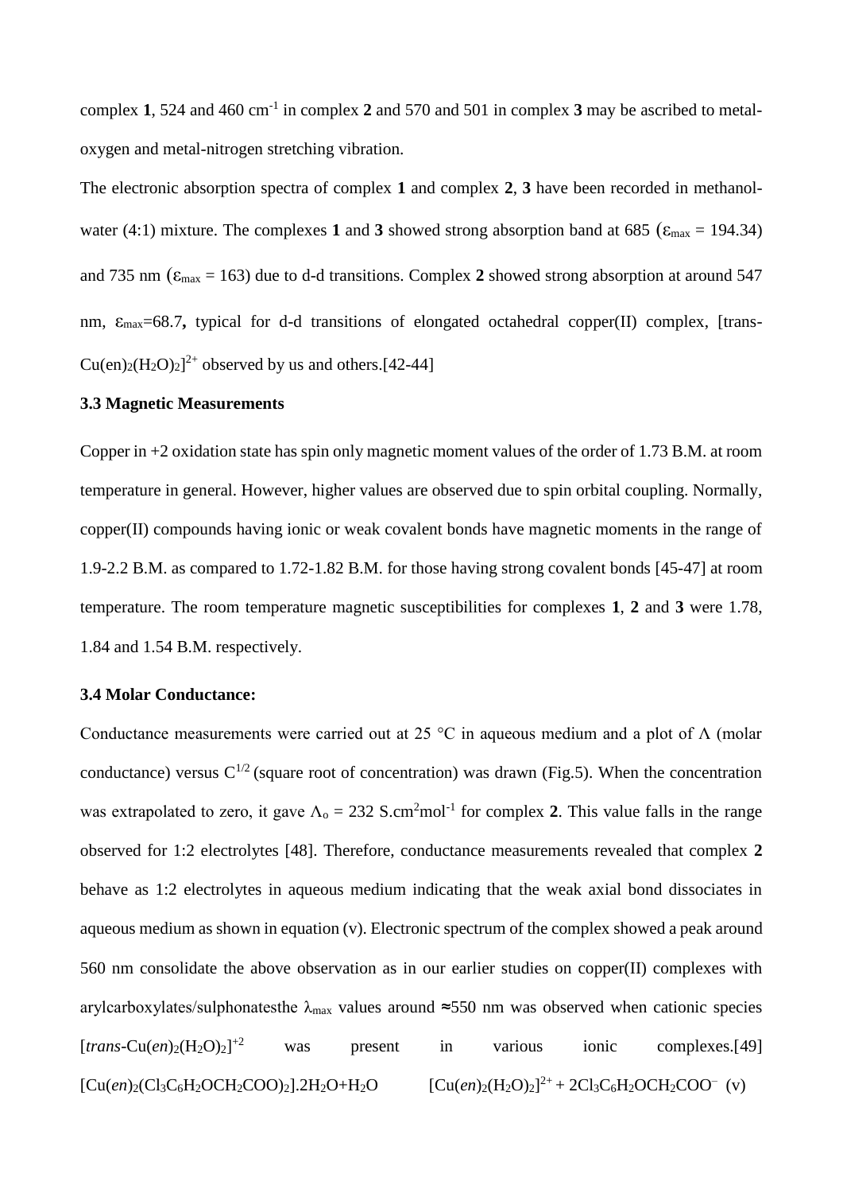complex **1**, 524 and 460 $cm^{-1}$ in complex **2** and 570 and 501 in complex **3** may be ascribed to metal-oxygen and metal-nitrogen stretching vibration.

The electronic absorption spectra of complex **1** and complex **2**, **3** have been recorded in methanol-water (4:1) mixture. The complexes **1** and **3** showed strong absorption band at 685 ($\varepsilon_{max}$ = 194.34) and 735 nm ($\varepsilon_{max}$ = 163) due to d-d transitions. Complex **2** showed strong absorption at around 547 nm, $\varepsilon_{max}$=68.7**,** typical for d-d transitions of elongated octahedral copper(II) complex, [trans-$Cu(en)_2(H_2O)_2]^{2+}$ observed by us and others.[42-44]

### 3.3 Magnetic Measurements

Copper in +2 oxidation state has spin only magnetic moment values of the order of 1.73 B.M. at room temperature in general. However, higher values are observed due to spin orbital coupling. Normally, copper(II) compounds having ionic or weak covalent bonds have magnetic moments in the range of 1.9-2.2 B.M. as compared to 1.72-1.82 B.M. for those having strong covalent bonds [45-47] at room temperature. The room temperature magnetic susceptibilities for complexes **1**, **2** and **3** were 1.78, 1.84 and 1.54 B.M. respectively.

### 3.4 Molar Conductance:

Conductance measurements were carried out at 25 °C in aqueous medium and a plot of $\Lambda$ (molar conductance) versus $C^{1/2}$ (square root of concentration) was drawn (Fig.5). When the concentration was extrapolated to zero, it gave $\Lambda_o$ = 232 $S.cm^2mol^{-1}$ for complex **2**. This value falls in the range observed for 1:2 electrolytes [48]. Therefore, conductance measurements revealed that complex **2** behave as 1:2 electrolytes in aqueous medium indicating that the weak axial bond dissociates in aqueous medium as shown in equation (v). Electronic spectrum of the complex showed a peak around 560 nm consolidate the above observation as in our earlier studies on copper(II) complexes with arylcarboxylates/sulphonatesthe $\lambda_{max}$ values around ≈550 nm was observed when cationic species [*trans*-$Cu(en)_2(H_2O)_2]^{+2}$ was present in various ionic complexes.[49]

$$[Cu(en)_2(Cl_3C_6H_2OCH_2COO)_2].2H_2O+H_2O \quad [Cu(en)_2(H_2O)_2]^{2+} + 2Cl_3C_6H_2OCH_2COO^- \quad (v)$$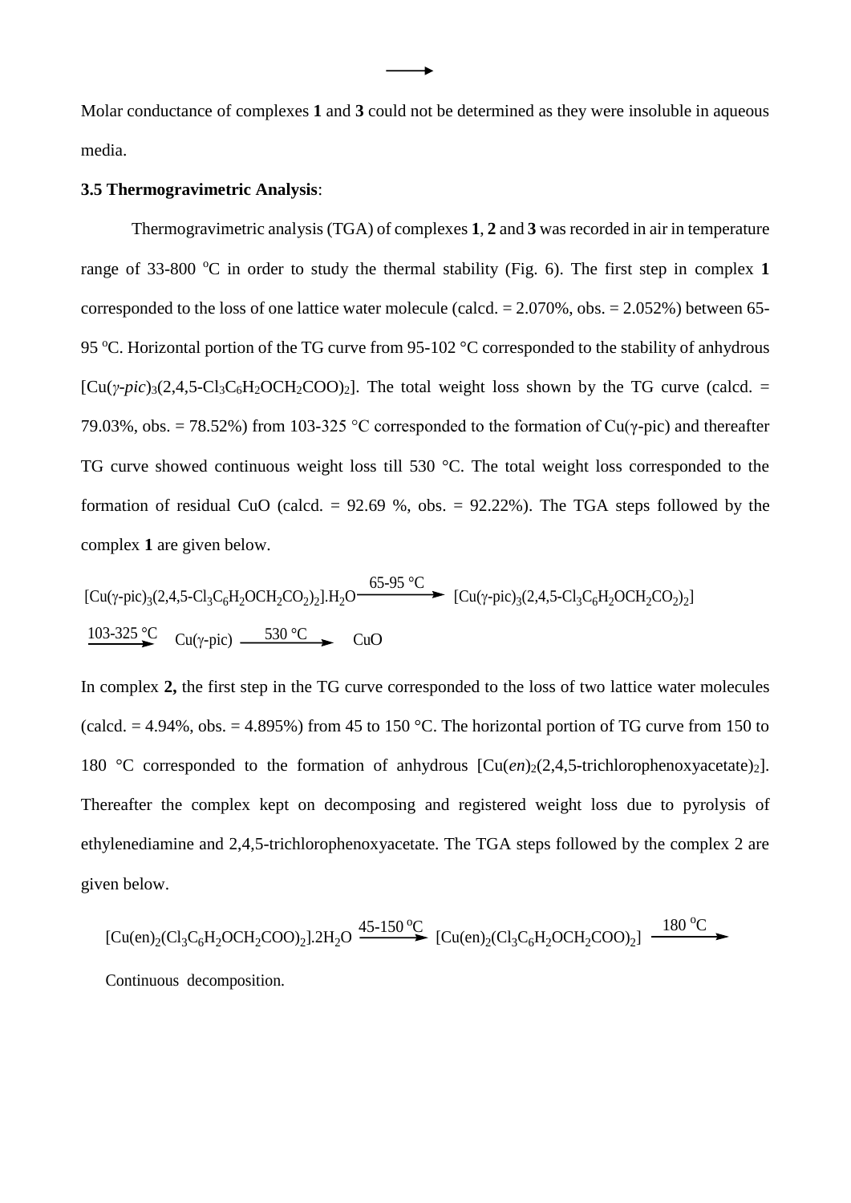Molar conductance of complexes **1** and **3** could not be determined as they were insoluble in aqueous media.

**3.5 Thermogravimetric Analysis**:

Thermogravimetric analysis (TGA) of complexes **1**, **2** and **3** was recorded in air in temperature range of 33-800 $^{o}$C in order to study the thermal stability (Fig. 6). The first step in complex **1** corresponded to the loss of one lattice water molecule (calcd. = 2.070%, obs. = 2.052%) between 65-95 $^{o}$C. Horizontal portion of the TG curve from 95-102 °C corresponded to the stability of anhydrous $[Cu(\gamma\text{-}pic)_3(2,4,5\text{-}Cl_3C_6H_2OCH_2COO)_2]$. The total weight loss shown by the TG curve (calcd. = 79.03%, obs. = 78.52%) from 103-325 °C corresponded to the formation of Cu(γ-pic) and thereafter TG curve showed continuous weight loss till 530 °C. The total weight loss corresponded to the formation of residual CuO (calcd. = 92.69 %, obs. = 92.22%). The TGA steps followed by the complex **1** are given below.

$$[Cu(\gamma\text{-pic})_3(2,4,5\text{-}Cl_3C_6H_2OCH_2CO_2)_2].H_2O \xrightarrow{65\text{-}95\ °C} [Cu(\gamma\text{-pic})_3(2,4,5\text{-}Cl_3C_6H_2OCH_2CO_2)_2]$$

$$\xrightarrow{103\text{-}325\ °C} Cu(\gamma\text{-pic}) \xrightarrow{530\ °C} CuO$$

In complex **2,** the first step in the TG curve corresponded to the loss of two lattice water molecules (calcd. = 4.94%, obs. = 4.895%) from 45 to 150 °C. The horizontal portion of TG curve from 150 to 180 °C corresponded to the formation of anhydrous [Cu(*en*)$_2$(2,4,5-trichlorophenoxyacetate)$_2$]. Thereafter the complex kept on decomposing and registered weight loss due to pyrolysis of ethylenediamine and 2,4,5-trichlorophenoxyacetate. The TGA steps followed by the complex 2 are given below.

$$[Cu(en)_2(Cl_3C_6H_2OCH_2COO)_2].2H_2O \xrightarrow{45\text{-}150\ ^{o}C} [Cu(en)_2(Cl_3C_6H_2OCH_2COO)_2] \xrightarrow{180\ ^{o}C}$$

Continuous decomposition.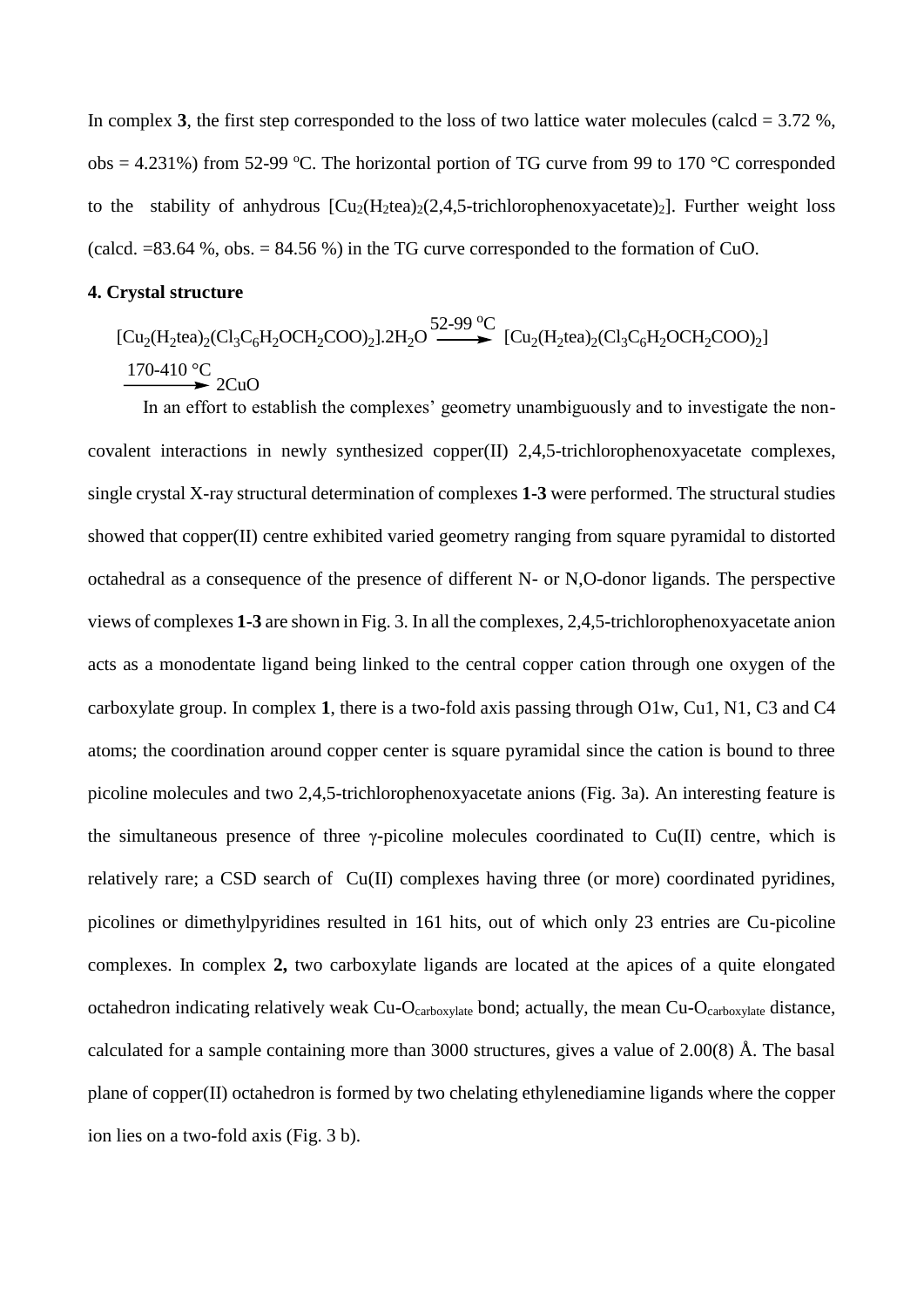In complex **3**, the first step corresponded to the loss of two lattice water molecules (calcd = 3.72 %, obs = 4.231%) from 52-99 $^{o}$C. The horizontal portion of TG curve from 99 to 170 °C corresponded to the stability of anhydrous $[Cu_2(H_2tea)_2(2,4,5\text{-trichlorophenoxyacetate})_2]$. Further weight loss (calcd. =83.64 %, obs. = 84.56 %) in the TG curve corresponded to the formation of CuO.

**4. Crystal structure**

$$[Cu_2(H_2tea)_2(Cl_3C_6H_2OCH_2COO)_2].2H_2O \xrightarrow{52\text{-}99\ ^{o}C} [Cu_2(H_2tea)_2(Cl_3C_6H_2OCH_2COO)_2] \xrightarrow{170\text{-}410\ ^{\circ}C} 2CuO$$

In an effort to establish the complexes' geometry unambiguously and to investigate the non-covalent interactions in newly synthesized copper(II) 2,4,5-trichlorophenoxyacetate complexes, single crystal X-ray structural determination of complexes **1-3** were performed. The structural studies showed that copper(II) centre exhibited varied geometry ranging from square pyramidal to distorted octahedral as a consequence of the presence of different N- or N,O-donor ligands. The perspective views of complexes **1-3** are shown in Fig. 3. In all the complexes, 2,4,5-trichlorophenoxyacetate anion acts as a monodentate ligand being linked to the central copper cation through one oxygen of the carboxylate group. In complex **1**, there is a two-fold axis passing through O1w, Cu1, N1, C3 and C4 atoms; the coordination around copper center is square pyramidal since the cation is bound to three picoline molecules and two 2,4,5-trichlorophenoxyacetate anions (Fig. 3a). An interesting feature is the simultaneous presence of three γ-picoline molecules coordinated to Cu(II) centre, which is relatively rare; a CSD search of Cu(II) complexes having three (or more) coordinated pyridines, picolines or dimethylpyridines resulted in 161 hits, out of which only 23 entries are Cu-picoline complexes. In complex **2,** two carboxylate ligands are located at the apices of a quite elongated octahedron indicating relatively weak $Cu\text{-}O_{carboxylate}$ bond; actually, the mean $Cu\text{-}O_{carboxylate}$ distance, calculated for a sample containing more than 3000 structures, gives a value of 2.00(8) Å. The basal plane of copper(II) octahedron is formed by two chelating ethylenediamine ligands where the copper ion lies on a two-fold axis (Fig. 3 b).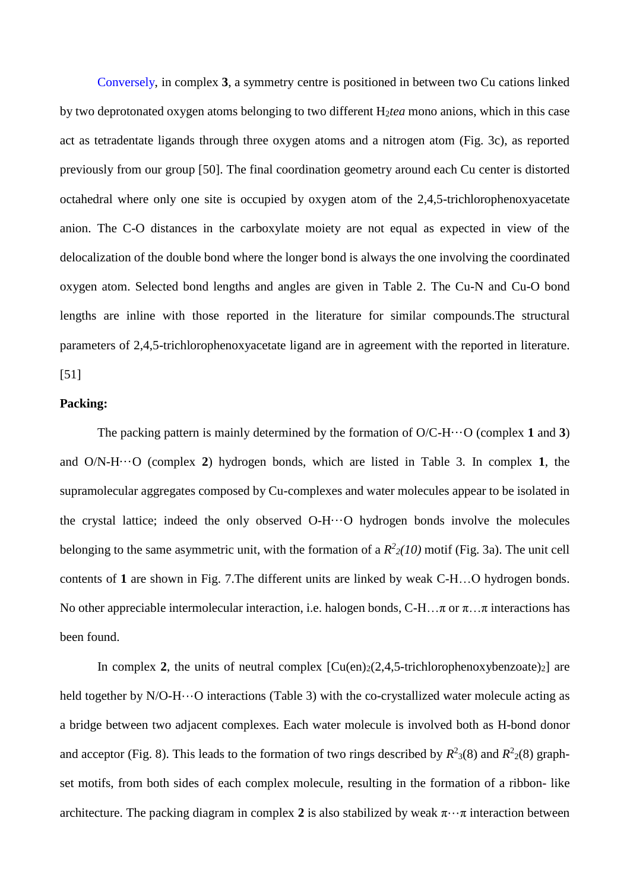Conversely, in complex **3**, a symmetry centre is positioned in between two Cu cations linked by two deprotonated oxygen atoms belonging to two different $H_2$*tea* mono anions, which in this case act as tetradentate ligands through three oxygen atoms and a nitrogen atom (Fig. 3c), as reported previously from our group [50]. The final coordination geometry around each Cu center is distorted octahedral where only one site is occupied by oxygen atom of the 2,4,5-trichlorophenoxyacetate anion. The C-O distances in the carboxylate moiety are not equal as expected in view of the delocalization of the double bond where the longer bond is always the one involving the coordinated oxygen atom. Selected bond lengths and angles are given in Table 2. The Cu-N and Cu-O bond lengths are inline with those reported in the literature for similar compounds.The structural parameters of 2,4,5-trichlorophenoxyacetate ligand are in agreement with the reported in literature. [51]

**Packing:**

The packing pattern is mainly determined by the formation of O/C-H···O (complex **1** and **3**) and O/N-H···O (complex **2**) hydrogen bonds, which are listed in Table 3. In complex **1**, the supramolecular aggregates composed by Cu-complexes and water molecules appear to be isolated in the crystal lattice; indeed the only observed O-H···O hydrogen bonds involve the molecules belonging to the same asymmetric unit, with the formation of a $R^2_2(10)$ motif (Fig. 3a). The unit cell contents of **1** are shown in Fig. 7.The different units are linked by weak C-H…O hydrogen bonds. No other appreciable intermolecular interaction, i.e. halogen bonds, C-H…π or π…π interactions has been found.

In complex **2**, the units of neutral complex [Cu(en)$_2$(2,4,5-trichlorophenoxybenzoate)$_2$] are held together by N/O-H···O interactions (Table 3) with the co-crystallized water molecule acting as a bridge between two adjacent complexes. Each water molecule is involved both as H-bond donor and acceptor (Fig. 8). This leads to the formation of two rings described by $R^2_3(8)$ and $R^2_2(8)$ graph-set motifs, from both sides of each complex molecule, resulting in the formation of a ribbon- like architecture. The packing diagram in complex **2** is also stabilized by weak π···π interaction between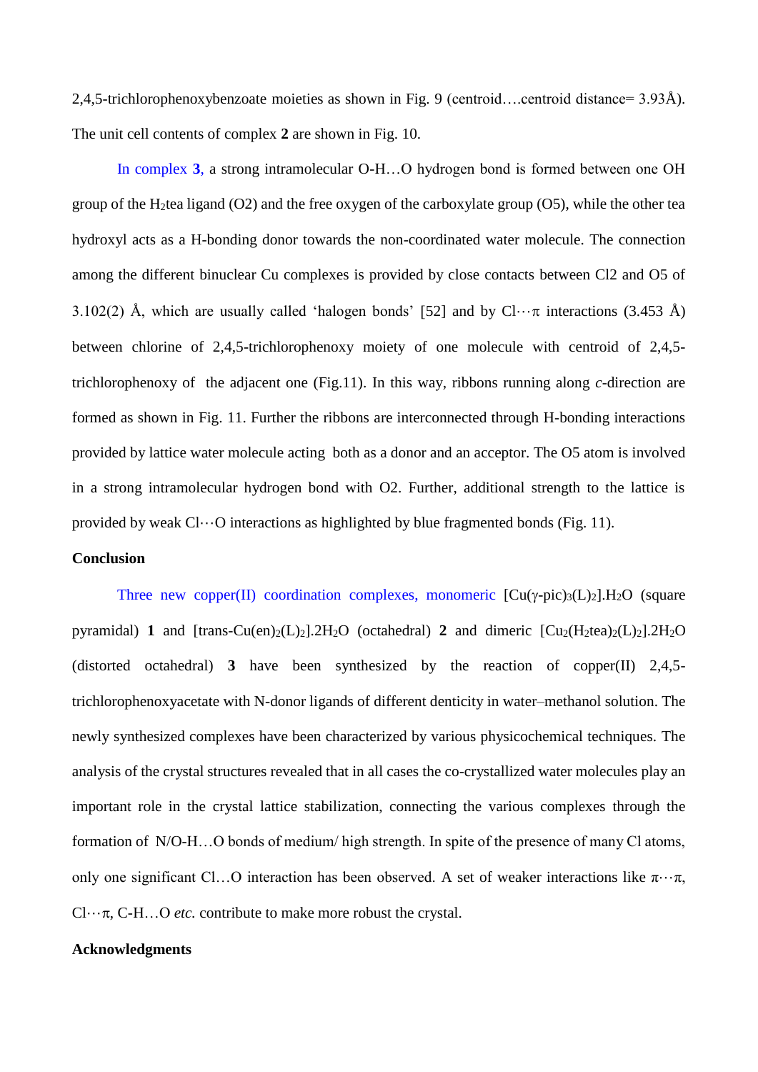2,4,5-trichlorophenoxybenzoate moieties as shown in Fig. 9 (centroid….centroid distance= 3.93Å). The unit cell contents of complex **2** are shown in Fig. 10.

In complex **3**, a strong intramolecular O-H…O hydrogen bond is formed between one OH group of the $H_2$tea ligand (O2) and the free oxygen of the carboxylate group (O5), while the other tea hydroxyl acts as a H-bonding donor towards the non-coordinated water molecule. The connection among the different binuclear Cu complexes is provided by close contacts between Cl2 and O5 of 3.102(2) Å, which are usually called 'halogen bonds' [52] and by Cl···π interactions (3.453 Å) between chlorine of 2,4,5-trichlorophenoxy moiety of one molecule with centroid of 2,4,5-trichlorophenoxy of the adjacent one (Fig.11). In this way, ribbons running along *c*-direction are formed as shown in Fig. 11. Further the ribbons are interconnected through H-bonding interactions provided by lattice water molecule acting both as a donor and an acceptor. The O5 atom is involved in a strong intramolecular hydrogen bond with O2. Further, additional strength to the lattice is provided by weak Cl···O interactions as highlighted by blue fragmented bonds (Fig. 11).

**Conclusion**

Three new copper(II) coordination complexes, monomeric [Cu(γ-pic)$_3$(L)$_2$].$H_2O$ (square pyramidal) **1** and [trans-Cu(en)$_2$(L)$_2$].2$H_2O$ (octahedral) **2** and dimeric [$Cu_2$($H_2$tea)$_2$(L)$_2$].2$H_2O$ (distorted octahedral) **3** have been synthesized by the reaction of copper(II) 2,4,5-trichlorophenoxyacetate with N-donor ligands of different denticity in water–methanol solution. The newly synthesized complexes have been characterized by various physicochemical techniques. The analysis of the crystal structures revealed that in all cases the co-crystallized water molecules play an important role in the crystal lattice stabilization, connecting the various complexes through the formation of N/O-H…O bonds of medium/ high strength. In spite of the presence of many Cl atoms, only one significant Cl…O interaction has been observed. A set of weaker interactions like π···π, Cl···π, C-H…O *etc.* contribute to make more robust the crystal.

**Acknowledgments**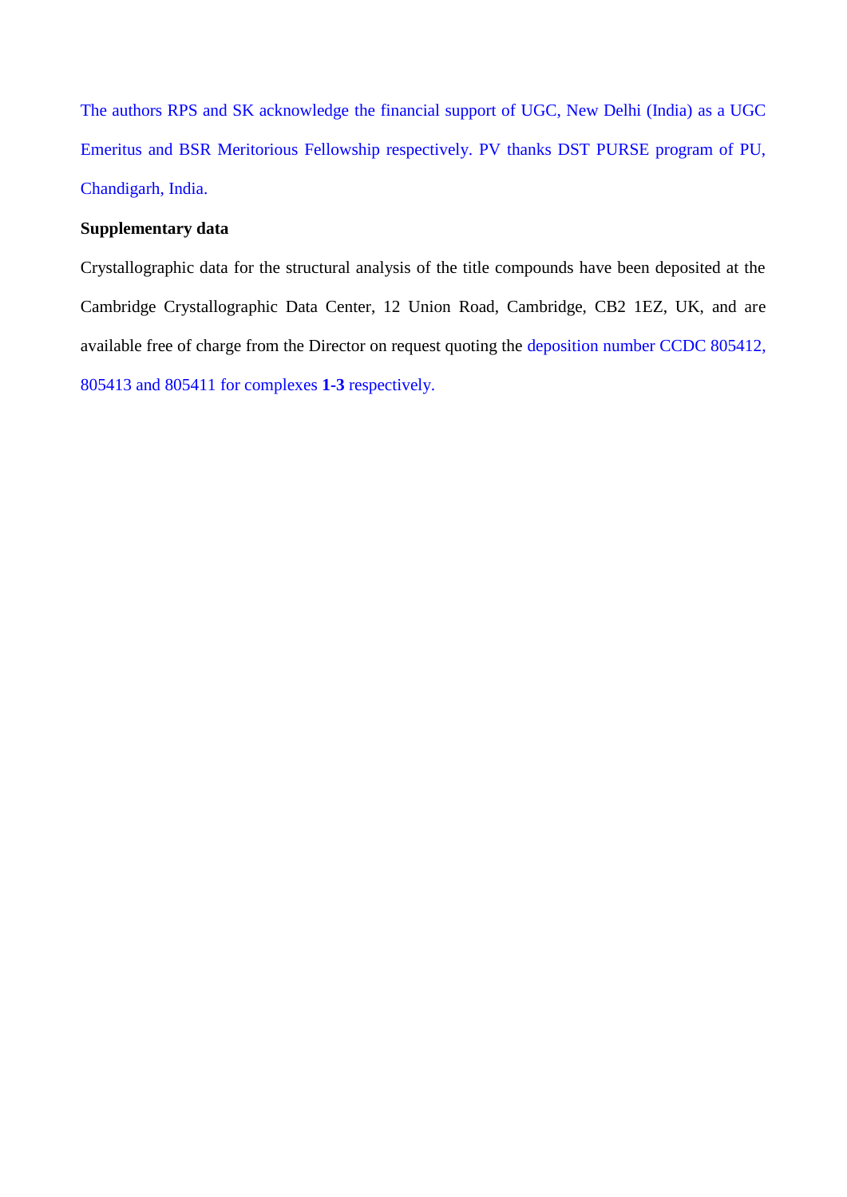The authors RPS and SK acknowledge the financial support of UGC, New Delhi (India) as a UGC Emeritus and BSR Meritorious Fellowship respectively. PV thanks DST PURSE program of PU, Chandigarh, India.

**Supplementary data**

Crystallographic data for the structural analysis of the title compounds have been deposited at the Cambridge Crystallographic Data Center, 12 Union Road, Cambridge, CB2 1EZ, UK, and are available free of charge from the Director on request quoting the deposition number CCDC 805412, 805413 and 805411 for complexes **1-3** respectively.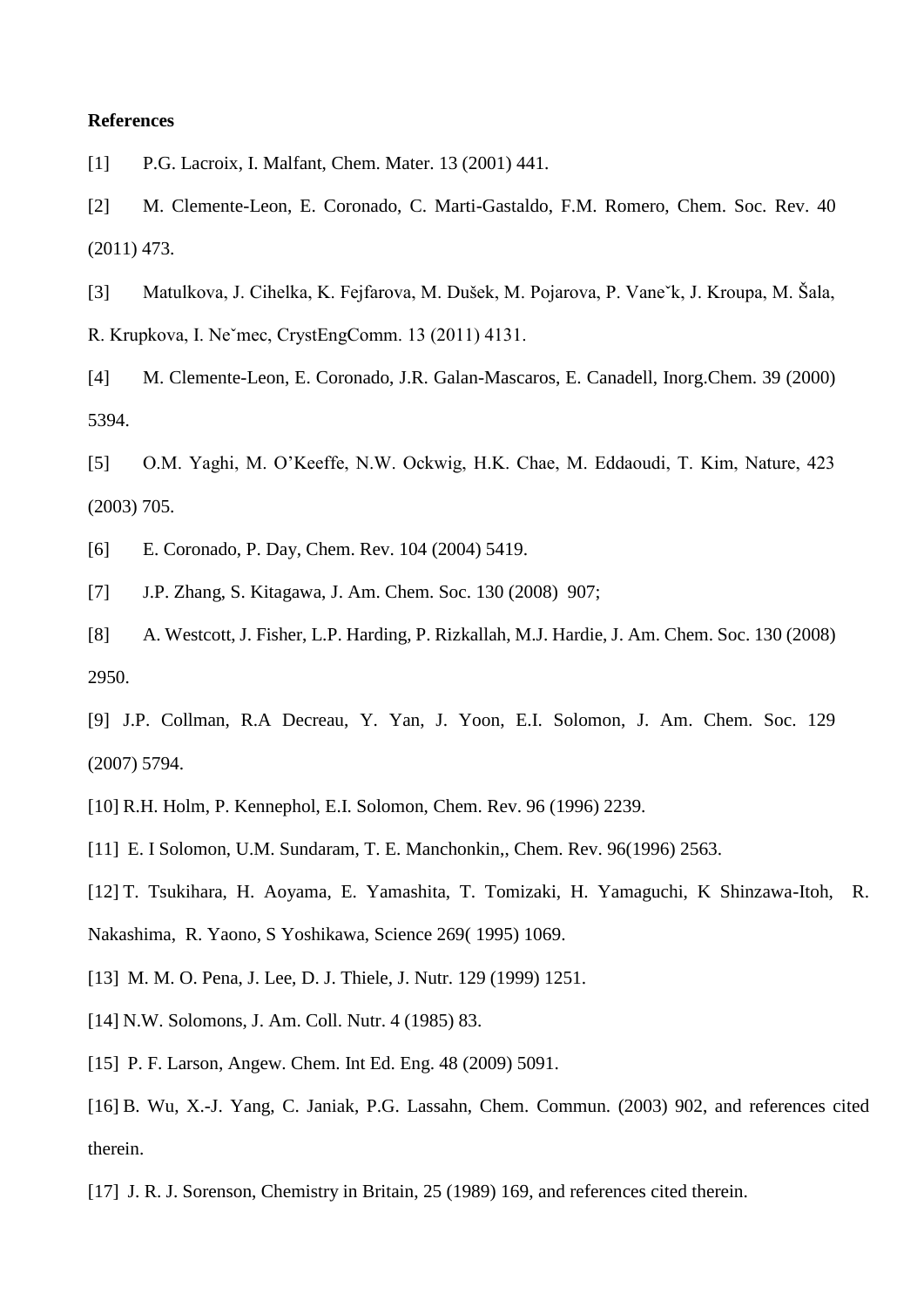**References**

[1] P.G. Lacroix, I. Malfant, Chem. Mater. 13 (2001) 441.

[2] M. Clemente-Leon, E. Coronado, C. Marti-Gastaldo, F.M. Romero, Chem. Soc. Rev. 40 (2011) 473.

[3] Matulkova, J. Cihelka, K. Fejfarova, M. Dušek, M. Pojarova, P. Vaneˇk, J. Kroupa, M. Šala, R. Krupkova, I. Neˇmec, CrystEngComm. 13 (2011) 4131.

[4] M. Clemente-Leon, E. Coronado, J.R. Galan-Mascaros, E. Canadell, Inorg.Chem. 39 (2000) 5394.

[5] O.M. Yaghi, M. O'Keeffe, N.W. Ockwig, H.K. Chae, M. Eddaoudi, T. Kim, Nature, 423 (2003) 705.

[6] E. Coronado, P. Day, Chem. Rev. 104 (2004) 5419.

[7] J.P. Zhang, S. Kitagawa, J. Am. Chem. Soc. 130 (2008) 907;

[8] A. Westcott, J. Fisher, L.P. Harding, P. Rizkallah, M.J. Hardie, J. Am. Chem. Soc. 130 (2008) 2950.

[9] J.P. Collman, R.A Decreau, Y. Yan, J. Yoon, E.I. Solomon, J. Am. Chem. Soc. 129 (2007) 5794.

[10] R.H. Holm, P. Kennephol, E.I. Solomon, Chem. Rev. 96 (1996) 2239.

[11] E. I Solomon, U.M. Sundaram, T. E. Manchonkin,, Chem. Rev. 96(1996) 2563.

[12] T. Tsukihara, H. Aoyama, E. Yamashita, T. Tomizaki, H. Yamaguchi, K Shinzawa-Itoh, R. Nakashima, R. Yaono, S Yoshikawa, Science 269( 1995) 1069.

[13] M. M. O. Pena, J. Lee, D. J. Thiele, J. Nutr. 129 (1999) 1251.

[14] N.W. Solomons, J. Am. Coll. Nutr. 4 (1985) 83.

[15] P. F. Larson, Angew. Chem. Int Ed. Eng. 48 (2009) 5091.

[16] B. Wu, X.-J. Yang, C. Janiak, P.G. Lassahn, Chem. Commun. (2003) 902, and references cited therein.

[17] J. R. J. Sorenson, Chemistry in Britain, 25 (1989) 169, and references cited therein.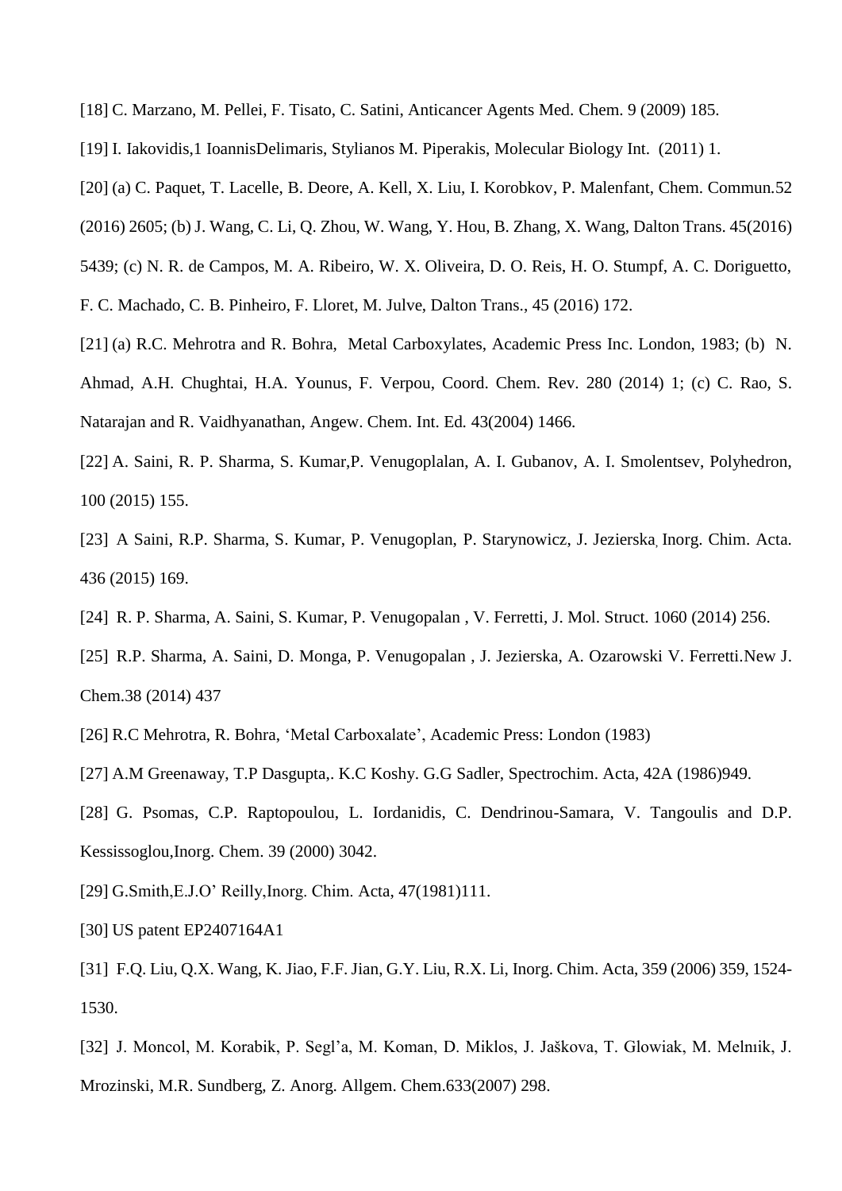[18] C. Marzano, M. Pellei, F. Tisato, C. Satini, Anticancer Agents Med. Chem. 9 (2009) 185.

[19] I. Iakovidis,1 IoannisDelimaris, Stylianos M. Piperakis, Molecular Biology Int. (2011) 1.

[20] (a) C. Paquet, T. Lacelle, B. Deore, A. Kell, X. Liu, I. Korobkov, P. Malenfant, Chem. Commun.52 (2016) 2605; (b) J. Wang, C. Li, Q. Zhou, W. Wang, Y. Hou, B. Zhang, X. Wang, Dalton Trans. 45(2016) 5439; (c) N. R. de Campos, M. A. Ribeiro, W. X. Oliveira, D. O. Reis, H. O. Stumpf, A. C. Doriguetto, F. C. Machado, C. B. Pinheiro, F. Lloret, M. Julve, Dalton Trans., 45 (2016) 172.

[21] (a) R.C. Mehrotra and R. Bohra, Metal Carboxylates, Academic Press Inc. London, 1983; (b) N. Ahmad, A.H. Chughtai, H.A. Younus, F. Verpou, Coord. Chem. Rev. 280 (2014) 1; (c) C. Rao, S. Natarajan and R. Vaidhyanathan, Angew. Chem. Int. Ed. 43(2004) 1466.

[22] A. Saini, R. P. Sharma, S. Kumar,P. Venugoplalan, A. I. Gubanov, A. I. Smolentsev, Polyhedron, 100 (2015) 155.

[23] A Saini, R.P. Sharma, S. Kumar, P. Venugoplan, P. Starynowicz, J. Jezierska, Inorg. Chim. Acta. 436 (2015) 169.

[24] R. P. Sharma, A. Saini, S. Kumar, P. Venugopalan , V. Ferretti, J. Mol. Struct. 1060 (2014) 256.

[25] R.P. Sharma, A. Saini, D. Monga, P. Venugopalan , J. Jezierska, A. Ozarowski V. Ferretti.New J. Chem.38 (2014) 437

[26] R.C Mehrotra, R. Bohra, 'Metal Carboxalate', Academic Press: London (1983)

[27] A.M Greenaway, T.P Dasgupta,. K.C Koshy. G.G Sadler, Spectrochim. Acta, 42A (1986)949.

[28] G. Psomas, C.P. Raptopoulou, L. Iordanidis, C. Dendrinou-Samara, V. Tangoulis and D.P. Kessissoglou,Inorg. Chem. 39 (2000) 3042.

[29] G.Smith,E.J.O' Reilly,Inorg. Chim. Acta, 47(1981)111.

[30] US patent EP2407164A1

[31] F.Q. Liu, Q.X. Wang, K. Jiao, F.F. Jian, G.Y. Liu, R.X. Li, Inorg. Chim. Acta, 359 (2006) 359, 1524-1530.

[32] J. Moncol, M. Korabik, P. Segl'a, M. Koman, D. Miklos, J. Jašková, T. Glowiak, M. Melnık, J. Mrozinski, M.R. Sundberg, Z. Anorg. Allgem. Chem.633(2007) 298.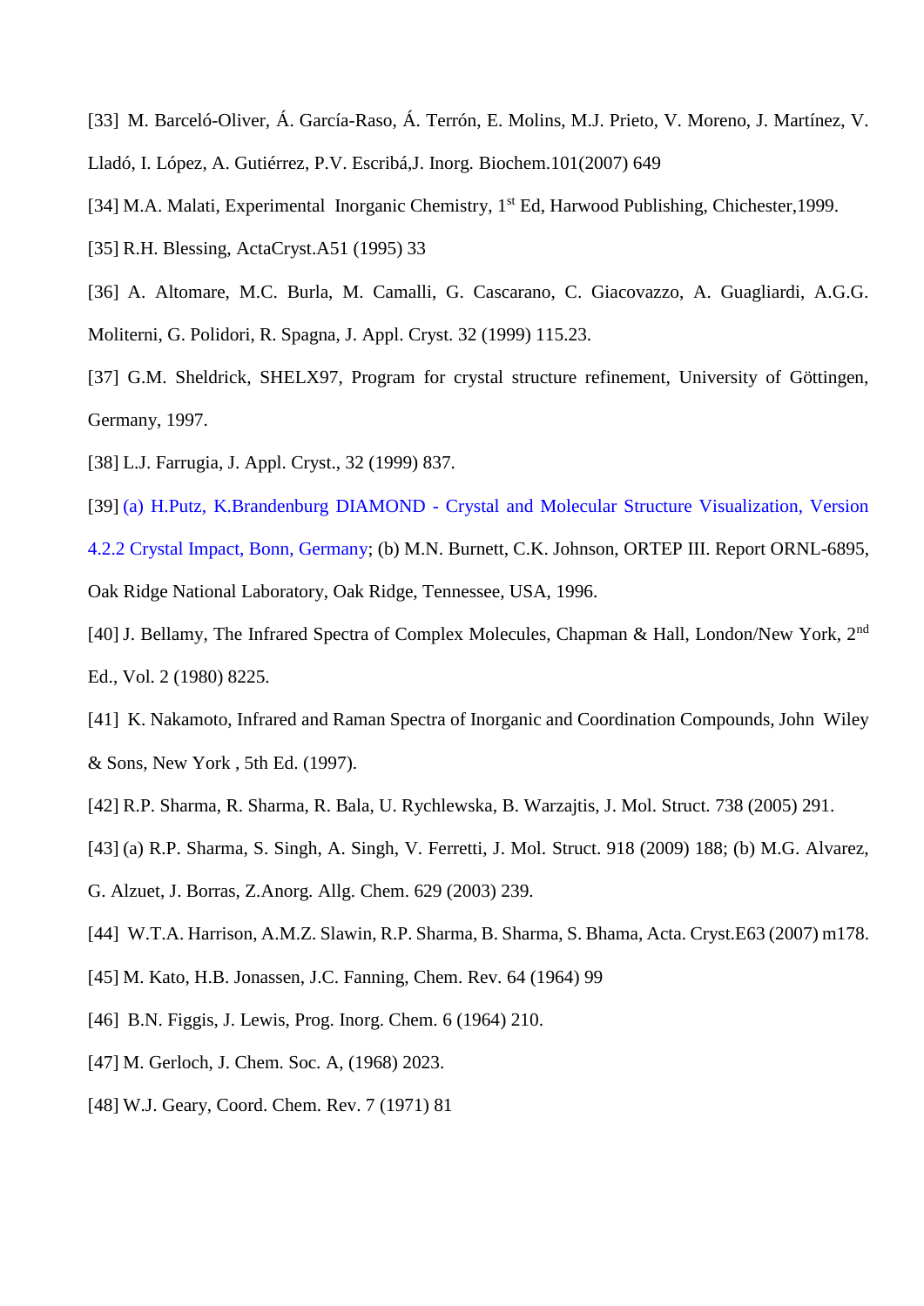[33] M. Barceló-Oliver, Á. García-Raso, Á. Terrón, E. Molins, M.J. Prieto, V. Moreno, J. Martínez, V. Lladó, I. López, A. Gutiérrez, P.V. Escribá,J. Inorg. Biochem.101(2007) 649

[34] M.A. Malati, Experimental Inorganic Chemistry, 1st Ed, Harwood Publishing, Chichester,1999.

[35] R.H. Blessing, ActaCryst.A51 (1995) 33

[36] A. Altomare, M.C. Burla, M. Camalli, G. Cascarano, C. Giacovazzo, A. Guagliardi, A.G.G. Moliterni, G. Polidori, R. Spagna, J. Appl. Cryst. 32 (1999) 115.23.

[37] G.M. Sheldrick, SHELX97, Program for crystal structure refinement, University of Göttingen, Germany, 1997.

[38] L.J. Farrugia, J. Appl. Cryst., 32 (1999) 837.

[39] (a) H.Putz, K.Brandenburg DIAMOND - Crystal and Molecular Structure Visualization, Version 4.2.2 Crystal Impact, Bonn, Germany; (b) M.N. Burnett, C.K. Johnson, ORTEP III. Report ORNL-6895, Oak Ridge National Laboratory, Oak Ridge, Tennessee, USA, 1996.

[40] J. Bellamy, The Infrared Spectra of Complex Molecules, Chapman & Hall, London/New York, 2nd Ed., Vol. 2 (1980) 8225.

[41] K. Nakamoto, Infrared and Raman Spectra of Inorganic and Coordination Compounds, John Wiley & Sons, New York , 5th Ed. (1997).

[42] R.P. Sharma, R. Sharma, R. Bala, U. Rychlewska, B. Warzajtis, J. Mol. Struct. 738 (2005) 291.

[43] (a) R.P. Sharma, S. Singh, A. Singh, V. Ferretti, J. Mol. Struct. 918 (2009) 188; (b) M.G. Alvarez, G. Alzuet, J. Borras, Z.Anorg. Allg. Chem. 629 (2003) 239.

[44] W.T.A. Harrison, A.M.Z. Slawin, R.P. Sharma, B. Sharma, S. Bhama, Acta. Cryst.E63 (2007) m178.

[45] M. Kato, H.B. Jonassen, J.C. Fanning, Chem. Rev. 64 (1964) 99

[46] B.N. Figgis, J. Lewis, Prog. Inorg. Chem. 6 (1964) 210.

[47] M. Gerloch, J. Chem. Soc. A, (1968) 2023.

[48] W.J. Geary, Coord. Chem. Rev. 7 (1971) 81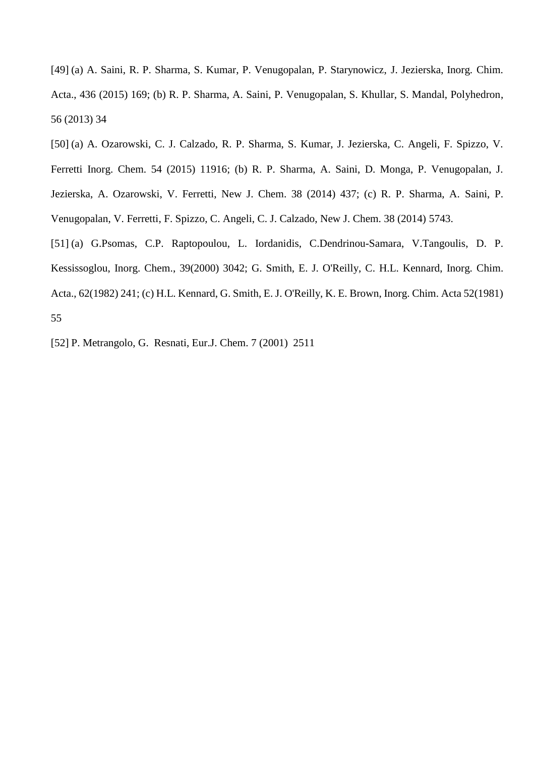[49] (a) A. Saini, R. P. Sharma, S. Kumar, P. Venugopalan, P. Starynowicz, J. Jezierska, Inorg. Chim. Acta., 436 (2015) 169; (b) R. P. Sharma, A. Saini, P. Venugopalan, S. Khullar, S. Mandal, Polyhedron, 56 (2013) 34

[50] (a) A. Ozarowski, C. J. Calzado, R. P. Sharma, S. Kumar, J. Jezierska, C. Angeli, F. Spizzo, V. Ferretti Inorg. Chem. 54 (2015) 11916; (b) R. P. Sharma, A. Saini, D. Monga, P. Venugopalan, J. Jezierska, A. Ozarowski, V. Ferretti, New J. Chem. 38 (2014) 437; (c) R. P. Sharma, A. Saini, P. Venugopalan, V. Ferretti, F. Spizzo, C. Angeli, C. J. Calzado, New J. Chem. 38 (2014) 5743.

[51] (a) G.Psomas, C.P. Raptopoulou, L. Iordanidis, C.Dendrinou-Samara, V.Tangoulis, D. P. Kessissoglou, Inorg. Chem., 39(2000) 3042; G. Smith, E. J. O'Reilly, C. H.L. Kennard, Inorg. Chim. Acta., 62(1982) 241; (c) H.L. Kennard, G. Smith, E. J. O'Reilly, K. E. Brown, Inorg. Chim. Acta 52(1981) 55

[52] P. Metrangolo, G. Resnati, Eur.J. Chem. 7 (2001) 2511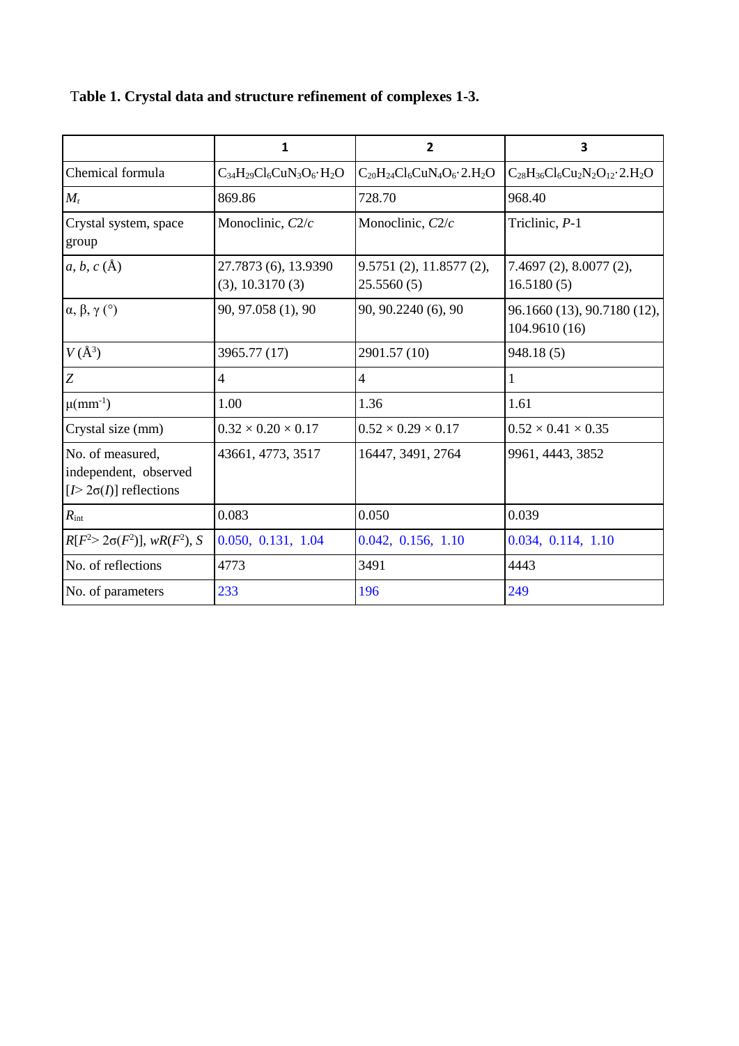**Table 1. Crystal data and structure refinement of complexes 1-3.**

| | **1** | **2** | **3** |
|---|---|---|---|
| Chemical formula | $C_{34}H_{29}Cl_6CuN_3O_6{\cdot}H_2O$ | $C_{20}H_{24}Cl_6CuN_4O_6{\cdot}2.H_2O$ | $C_{28}H_{36}Cl_6Cu_2N_2O_{12}{\cdot}2.H_2O$ |
| $M_r$ | 869.86 | 728.70 | 968.40 |
| Crystal system, space group | Monoclinic, *C*2/*c* | Monoclinic, *C*2/*c* | Triclinic, *P*-1 |
| *a*, *b*, *c* (Å) | 27.7873 (6), 13.9390 (3), 10.3170 (3) | 9.5751 (2), 11.8577 (2), 25.5560 (5) | 7.4697 (2), 8.0077 (2), 16.5180 (5) |
| α, β, γ (°) | 90, 97.058 (1), 90 | 90, 90.2240 (6), 90 | 96.1660 (13), 90.7180 (12), 104.9610 (16) |
| $V$ (Å$^3$) | 3965.77 (17) | 2901.57 (10) | 948.18 (5) |
| $Z$ | 4 | 4 | 1 |
| μ(mm$^{-1}$) | 1.00 | 1.36 | 1.61 |
| Crystal size (mm) | 0.32 × 0.20 × 0.17 | 0.52 × 0.29 × 0.17 | 0.52 × 0.41 × 0.35 |
| No. of measured, independent, observed [$I > 2\sigma(I)$] reflections | 43661, 4773, 3517 | 16447, 3491, 2764 | 9961, 4443, 3852 |
| $R_{int}$ | 0.083 | 0.050 | 0.039 |
| $R[F^2 > 2\sigma(F^2)]$, $wR(F^2)$, $S$ | 0.050, 0.131, 1.04 | 0.042, 0.156, 1.10 | 0.034, 0.114, 1.10 |
| No. of reflections | 4773 | 3491 | 4443 |
| No. of parameters | 233 | 196 | 249 |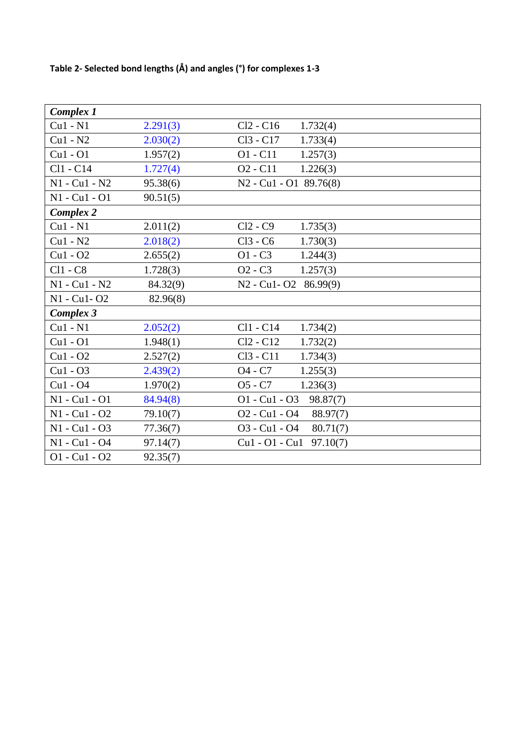**Table 2- Selected bond lengths (Å) and angles (°) for complexes 1-3**

| ***Complex 1*** | | | |
|---|---|---|---|
| Cu1 - N1 | 2.291(3) | Cl2 - C16 | 1.732(4) |
| Cu1 - N2 | 2.030(2) | Cl3 - C17 | 1.733(4) |
| Cu1 - O1 | 1.957(2) | O1 - C11 | 1.257(3) |
| Cl1 - C14 | 1.727(4) | O2 - C11 | 1.226(3) |
| N1 - Cu1 - N2 | 95.38(6) | N2 - Cu1 - O1 | 89.76(8) |
| N1 - Cu1 - O1 | 90.51(5) | | |
| ***Complex 2*** | | | |
| Cu1 - N1 | 2.011(2) | Cl2 - C9 | 1.735(3) |
| Cu1 - N2 | 2.018(2) | Cl3 - C6 | 1.730(3) |
| Cu1 - O2 | 2.655(2) | O1 - C3 | 1.244(3) |
| Cl1 - C8 | 1.728(3) | O2 - C3 | 1.257(3) |
| N1 - Cu1 - N2 | 84.32(9) | N2 - Cu1- O2 | 86.99(9) |
| N1 - Cu1- O2 | 82.96(8) | | |
| ***Complex 3*** | | | |
| Cu1 - N1 | 2.052(2) | Cl1 - C14 | 1.734(2) |
| Cu1 - O1 | 1.948(1) | Cl2 - C12 | 1.732(2) |
| Cu1 - O2 | 2.527(2) | Cl3 - C11 | 1.734(3) |
| Cu1 - O3 | 2.439(2) | O4 - C7 | 1.255(3) |
| Cu1 - O4 | 1.970(2) | O5 - C7 | 1.236(3) |
| N1 - Cu1 - O1 | 84.94(8) | O1 - Cu1 - O3 | 98.87(7) |
| N1 - Cu1 - O2 | 79.10(7) | O2 - Cu1 - O4 | 88.97(7) |
| N1 - Cu1 - O3 | 77.36(7) | O3 - Cu1 - O4 | 80.71(7) |
| N1 - Cu1 - O4 | 97.14(7) | Cu1 - O1 - Cu1 | 97.10(7) |
| O1 - Cu1 - O2 | 92.35(7) | | |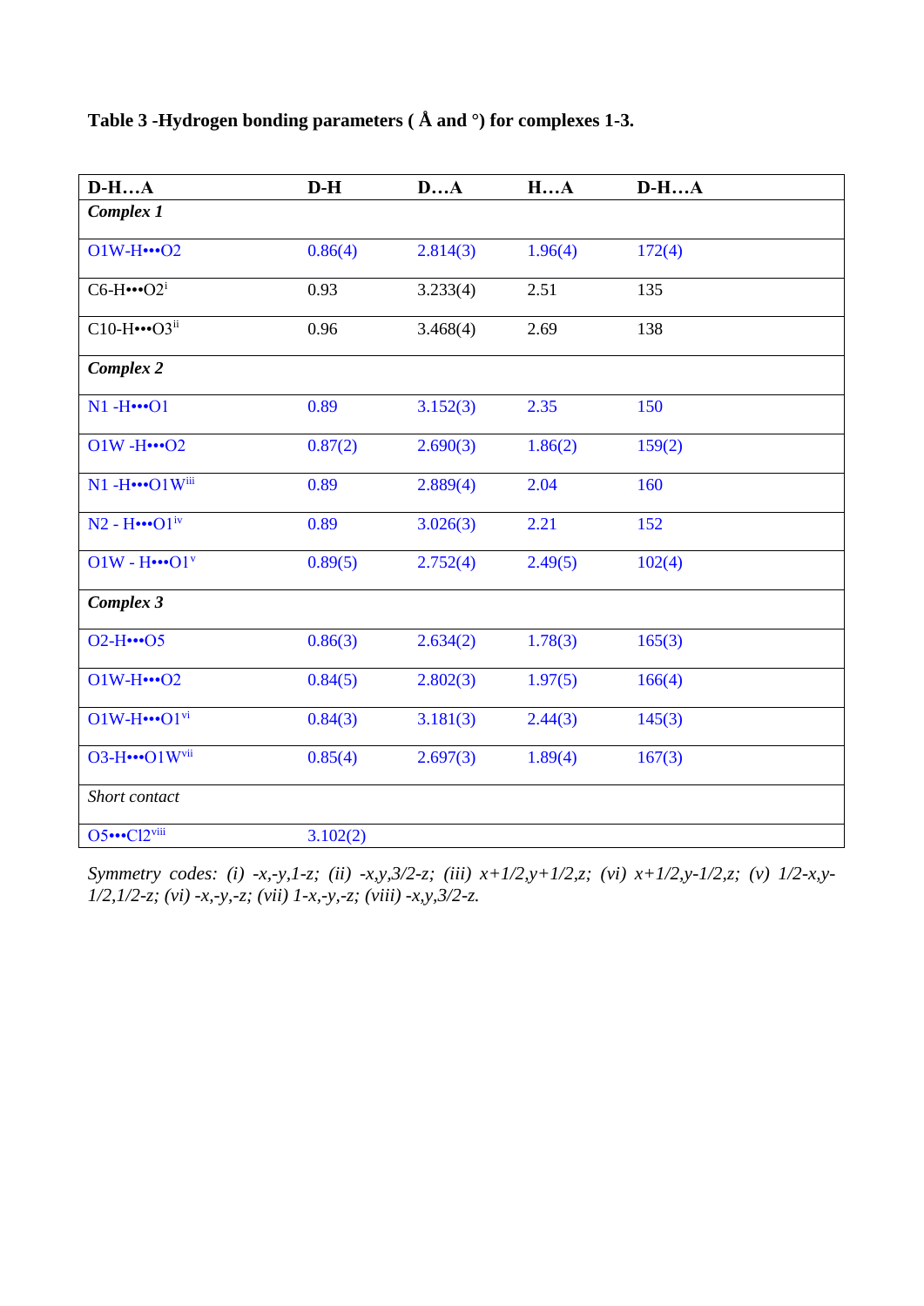**Table 3 -Hydrogen bonding parameters ( Å and °) for complexes 1-3.**

| D-H…A | D-H | D…A | H…A | D-H…A |
|---|---|---|---|---|
| ***Complex 1*** | | | | |
| O1W-H•••O2 | 0.86(4) | 2.814(3) | 1.96(4) | 172(4) |
| C6-H•••O2$^{i}$ | 0.93 | 3.233(4) | 2.51 | 135 |
| C10-H•••O3$^{ii}$ | 0.96 | 3.468(4) | 2.69 | 138 |
| ***Complex 2*** | | | | |
| N1 -H•••O1 | 0.89 | 3.152(3) | 2.35 | 150 |
| O1W -H•••O2 | 0.87(2) | 2.690(3) | 1.86(2) | 159(2) |
| N1 -H•••O1W$^{iii}$ | 0.89 | 2.889(4) | 2.04 | 160 |
| N2 - H•••O1$^{iv}$ | 0.89 | 3.026(3) | 2.21 | 152 |
| O1W - H•••O1$^{v}$ | 0.89(5) | 2.752(4) | 2.49(5) | 102(4) |
| ***Complex 3*** | | | | |
| O2-H•••O5 | 0.86(3) | 2.634(2) | 1.78(3) | 165(3) |
| O1W-H•••O2 | 0.84(5) | 2.802(3) | 1.97(5) | 166(4) |
| O1W-H•••O1$^{vi}$ | 0.84(3) | 3.181(3) | 2.44(3) | 145(3) |
| O3-H•••O1W$^{vii}$ | 0.85(4) | 2.697(3) | 1.89(4) | 167(3) |
| *Short contact* | | | | |
| O5•••Cl2$^{viii}$ | 3.102(2) | | | |

*Symmetry codes: (i) -x,-y,1-z; (ii) -x,y,3/2-z; (iii) x+1/2,y+1/2,z; (vi) x+1/2,y-1/2,z; (v) 1/2-x,y-1/2,1/2-z; (vi) -x,-y,-z; (vii) 1-x,-y,-z; (viii) -x,y,3/2-z.*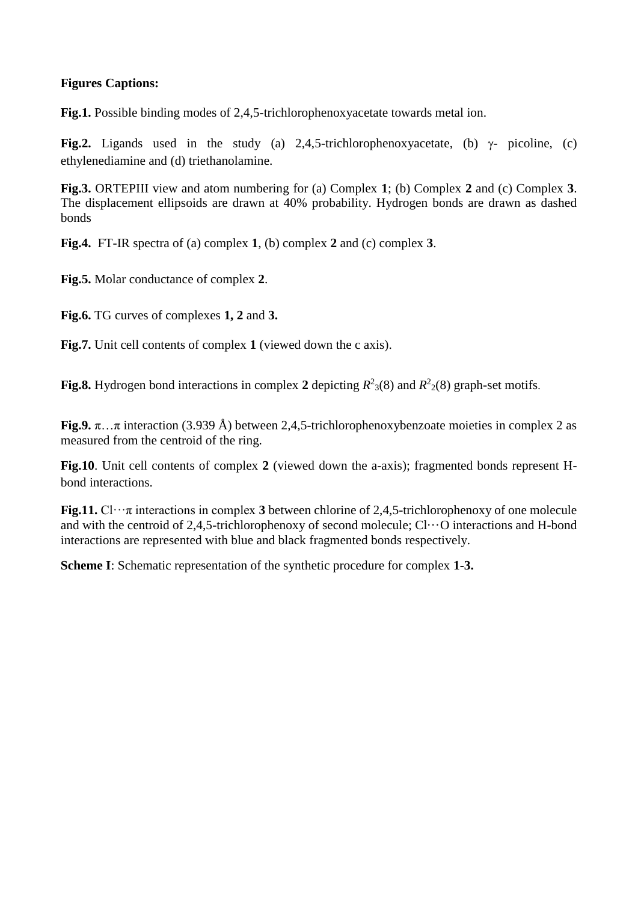**Figures Captions:**

**Fig.1.** Possible binding modes of 2,4,5-trichlorophenoxyacetate towards metal ion.

**Fig.2.** Ligands used in the study (a) 2,4,5-trichlorophenoxyacetate, (b) γ- picoline, (c) ethylenediamine and (d) triethanolamine.

**Fig.3.** ORTEPIII view and atom numbering for (a) Complex **1**; (b) Complex **2** and (c) Complex **3**. The displacement ellipsoids are drawn at 40% probability. Hydrogen bonds are drawn as dashed bonds

**Fig.4.** FT-IR spectra of (a) complex **1**, (b) complex **2** and (c) complex **3**.

**Fig.5.** Molar conductance of complex **2**.

**Fig.6.** TG curves of complexes **1, 2** and **3.**

**Fig.7.** Unit cell contents of complex **1** (viewed down the c axis).

**Fig.8.** Hydrogen bond interactions in complex **2** depicting $R^2_3(8)$ and $R^2_2(8)$ graph-set motifs.

**Fig.9.** π…π interaction (3.939 Å) between 2,4,5-trichlorophenoxybenzoate moieties in complex 2 as measured from the centroid of the ring.

**Fig.10**. Unit cell contents of complex **2** (viewed down the a-axis); fragmented bonds represent H-bond interactions.

**Fig.11.** Cl···π interactions in complex **3** between chlorine of 2,4,5-trichlorophenoxy of one molecule and with the centroid of 2,4,5-trichlorophenoxy of second molecule; Cl···O interactions and H-bond interactions are represented with blue and black fragmented bonds respectively.

**Scheme I**: Schematic representation of the synthetic procedure for complex **1-3.**